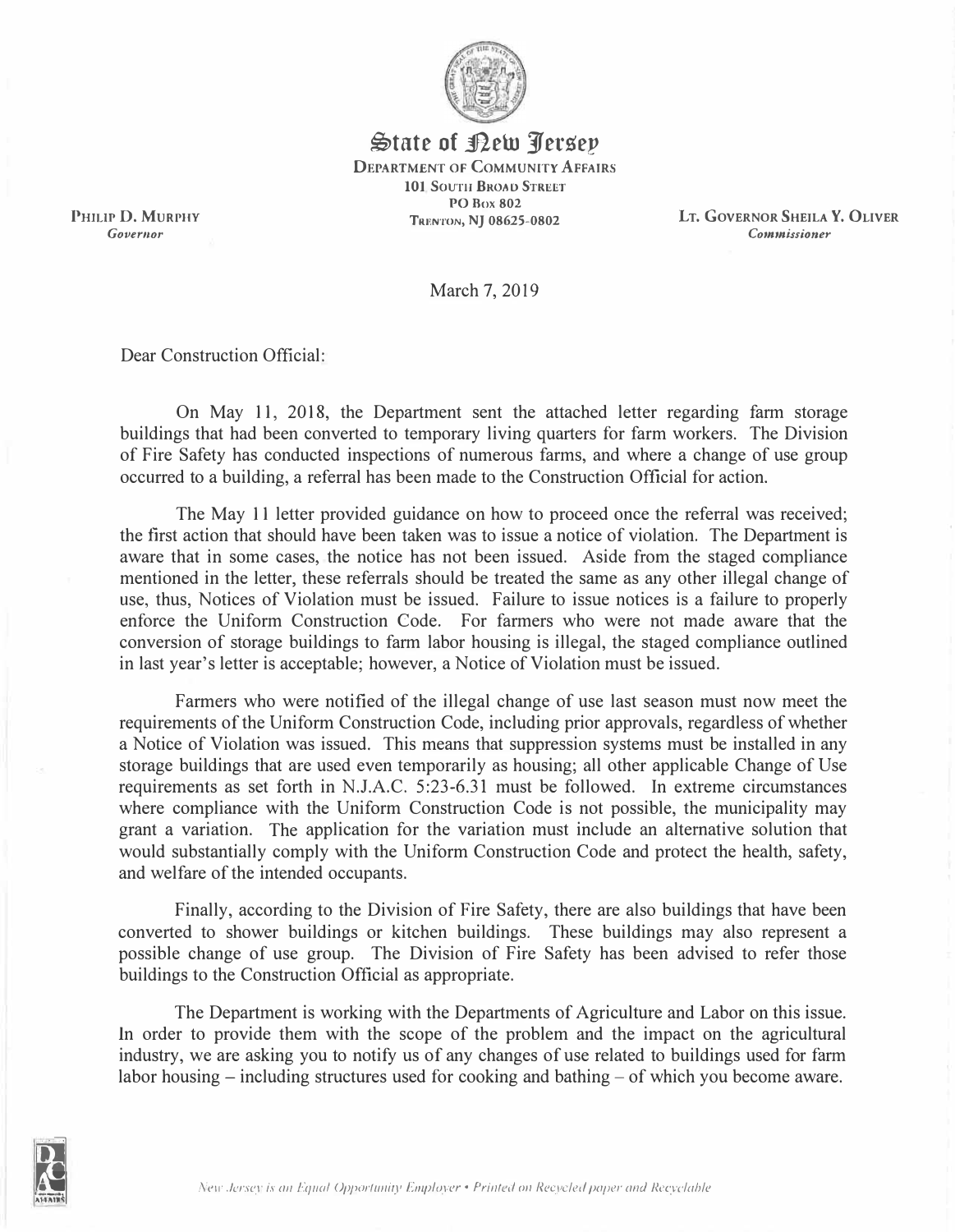# State of New Jersey

**DEPARTMENT OF COMMUNITY AFFAIRS**
101 SOUTH BROAD STREET
PO BOX 802
TRENTON, NJ 08625-0802

PHILIP D. MURPHY
*Governor*

LT. GOVERNOR SHEILA Y. OLIVER
*Commissioner*

March 7, 2019

Dear Construction Official:

On May 11, 2018, the Department sent the attached letter regarding farm storage buildings that had been converted to temporary living quarters for farm workers. The Division of Fire Safety has conducted inspections of numerous farms, and where a change of use group occurred to a building, a referral has been made to the Construction Official for action.

The May 11 letter provided guidance on how to proceed once the referral was received; the first action that should have been taken was to issue a notice of violation. The Department is aware that in some cases, the notice has not been issued. Aside from the staged compliance mentioned in the letter, these referrals should be treated the same as any other illegal change of use, thus, Notices of Violation must be issued. Failure to issue notices is a failure to properly enforce the Uniform Construction Code. For farmers who were not made aware that the conversion of storage buildings to farm labor housing is illegal, the staged compliance outlined in last year's letter is acceptable; however, a Notice of Violation must be issued.

Farmers who were notified of the illegal change of use last season must now meet the requirements of the Uniform Construction Code, including prior approvals, regardless of whether a Notice of Violation was issued. This means that suppression systems must be installed in any storage buildings that are used even temporarily as housing; all other applicable Change of Use requirements as set forth in N.J.A.C. 5:23-6.31 must be followed. In extreme circumstances where compliance with the Uniform Construction Code is not possible, the municipality may grant a variation. The application for the variation must include an alternative solution that would substantially comply with the Uniform Construction Code and protect the health, safety, and welfare of the intended occupants.

Finally, according to the Division of Fire Safety, there are also buildings that have been converted to shower buildings or kitchen buildings. These buildings may also represent a possible change of use group. The Division of Fire Safety has been advised to refer those buildings to the Construction Official as appropriate.

The Department is working with the Departments of Agriculture and Labor on this issue. In order to provide them with the scope of the problem and the impact on the agricultural industry, we are asking you to notify us of any changes of use related to buildings used for farm labor housing – including structures used for cooking and bathing – of which you become aware.

*New Jersey is an Equal Opportunity Employer • Printed on Recycled paper and Recyclable*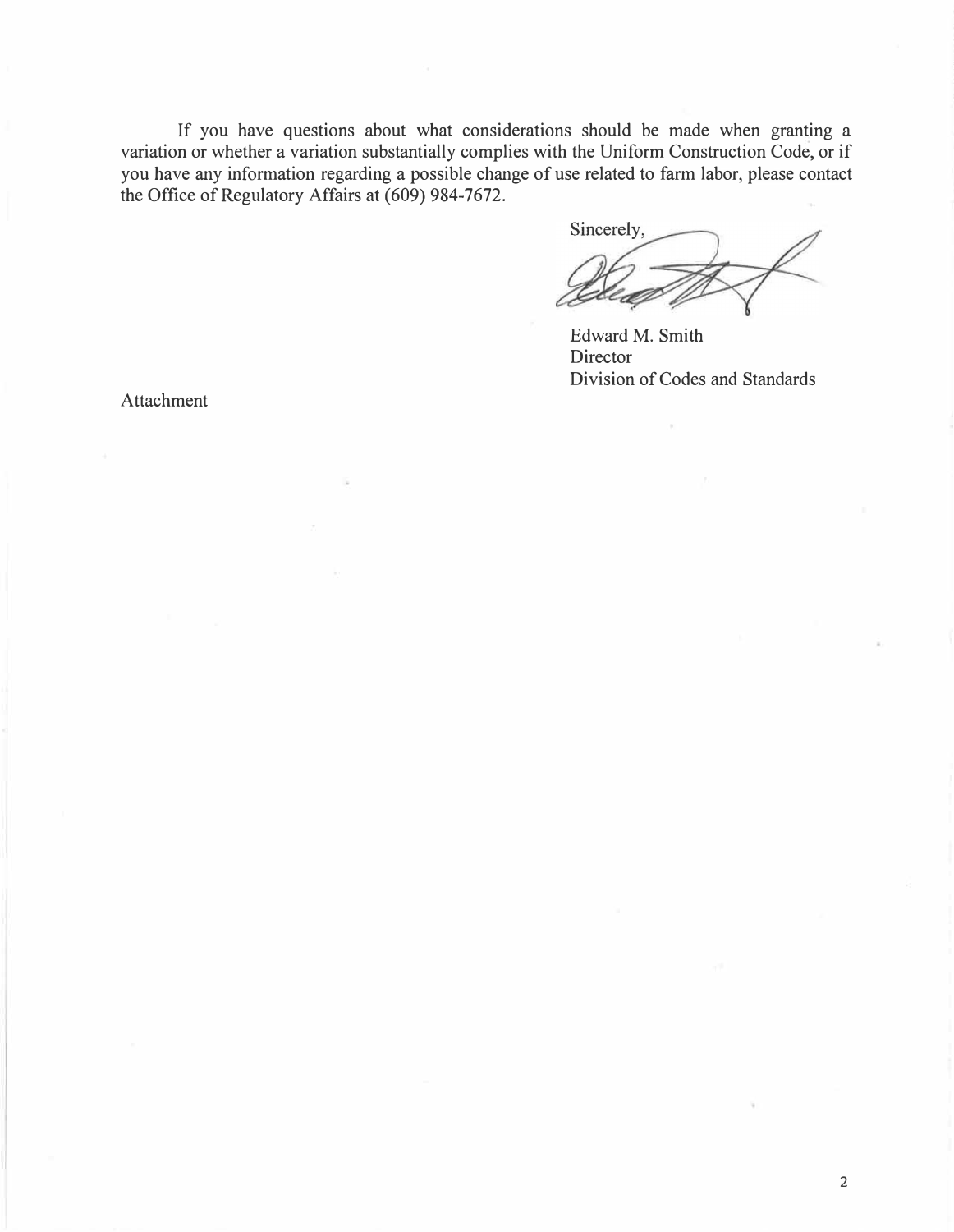If you have questions about what considerations should be made when granting a variation or whether a variation substantially complies with the Uniform Construction Code, or if you have any information regarding a possible change of use related to farm labor, please contact the Office of Regulatory Affairs at (609) 984-7672.

Sincerely,

Edward M. Smith
Director
Division of Codes and Standards

Attachment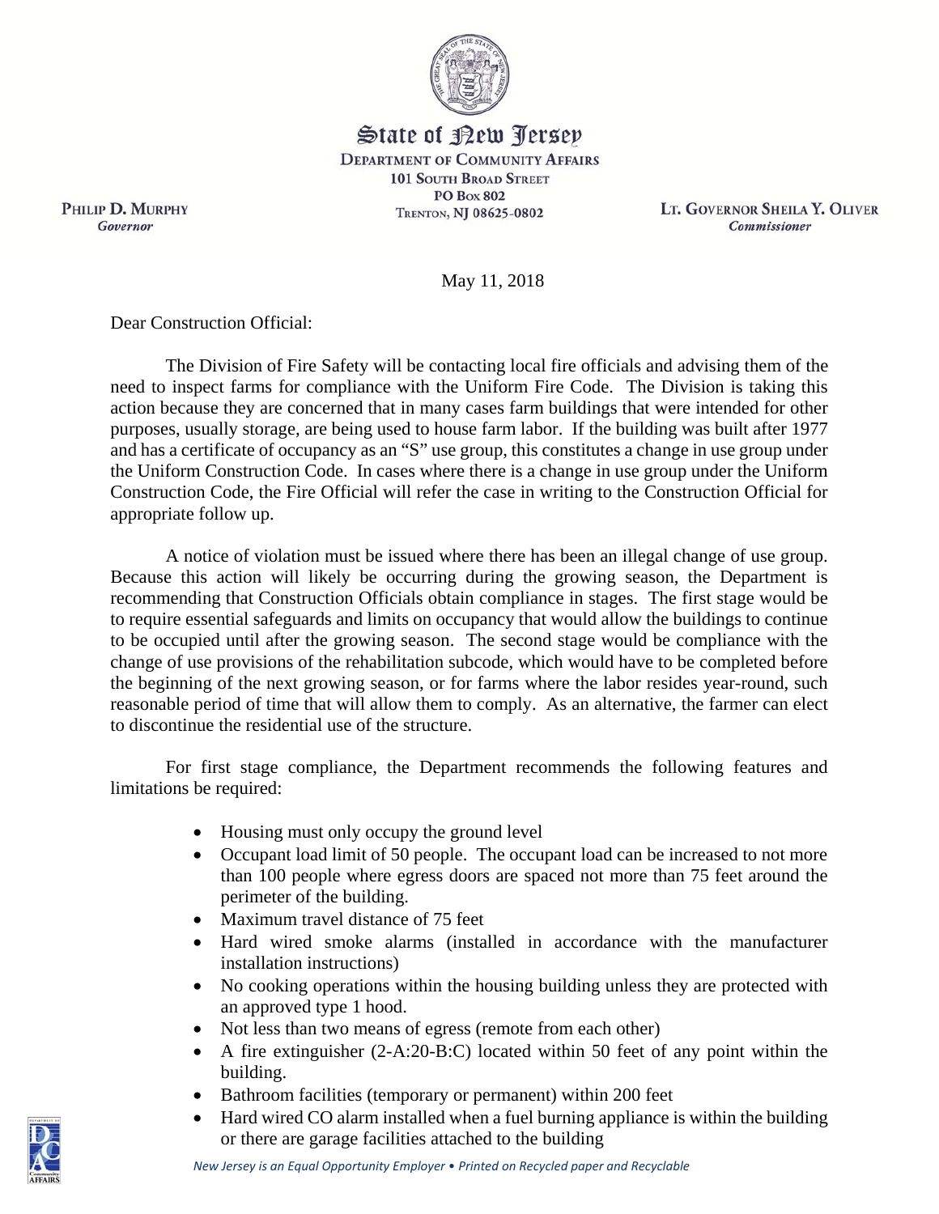State of New Jersey

DEPARTMENT OF COMMUNITY AFFAIRS
101 SOUTH BROAD STREET
PO BOX 802
TRENTON, NJ 08625-0802

PHILIP D. MURPHY
*Governor*

LT. GOVERNOR SHEILA Y. OLIVER
*Commissioner*

May 11, 2018

Dear Construction Official:

The Division of Fire Safety will be contacting local fire officials and advising them of the need to inspect farms for compliance with the Uniform Fire Code. The Division is taking this action because they are concerned that in many cases farm buildings that were intended for other purposes, usually storage, are being used to house farm labor. If the building was built after 1977 and has a certificate of occupancy as an "S" use group, this constitutes a change in use group under the Uniform Construction Code. In cases where there is a change in use group under the Uniform Construction Code, the Fire Official will refer the case in writing to the Construction Official for appropriate follow up.

A notice of violation must be issued where there has been an illegal change of use group. Because this action will likely be occurring during the growing season, the Department is recommending that Construction Officials obtain compliance in stages. The first stage would be to require essential safeguards and limits on occupancy that would allow the buildings to continue to be occupied until after the growing season. The second stage would be compliance with the change of use provisions of the rehabilitation subcode, which would have to be completed before the beginning of the next growing season, or for farms where the labor resides year-round, such reasonable period of time that will allow them to comply. As an alternative, the farmer can elect to discontinue the residential use of the structure.

For first stage compliance, the Department recommends the following features and limitations be required:

- Housing must only occupy the ground level
- Occupant load limit of 50 people. The occupant load can be increased to not more than 100 people where egress doors are spaced not more than 75 feet around the perimeter of the building.
- Maximum travel distance of 75 feet
- Hard wired smoke alarms (installed in accordance with the manufacturer installation instructions)
- No cooking operations within the housing building unless they are protected with an approved type 1 hood.
- Not less than two means of egress (remote from each other)
- A fire extinguisher (2-A:20-B:C) located within 50 feet of any point within the building.
- Bathroom facilities (temporary or permanent) within 200 feet
- Hard wired CO alarm installed when a fuel burning appliance is within the building or there are garage facilities attached to the building

*New Jersey is an Equal Opportunity Employer • Printed on Recycled paper and Recyclable*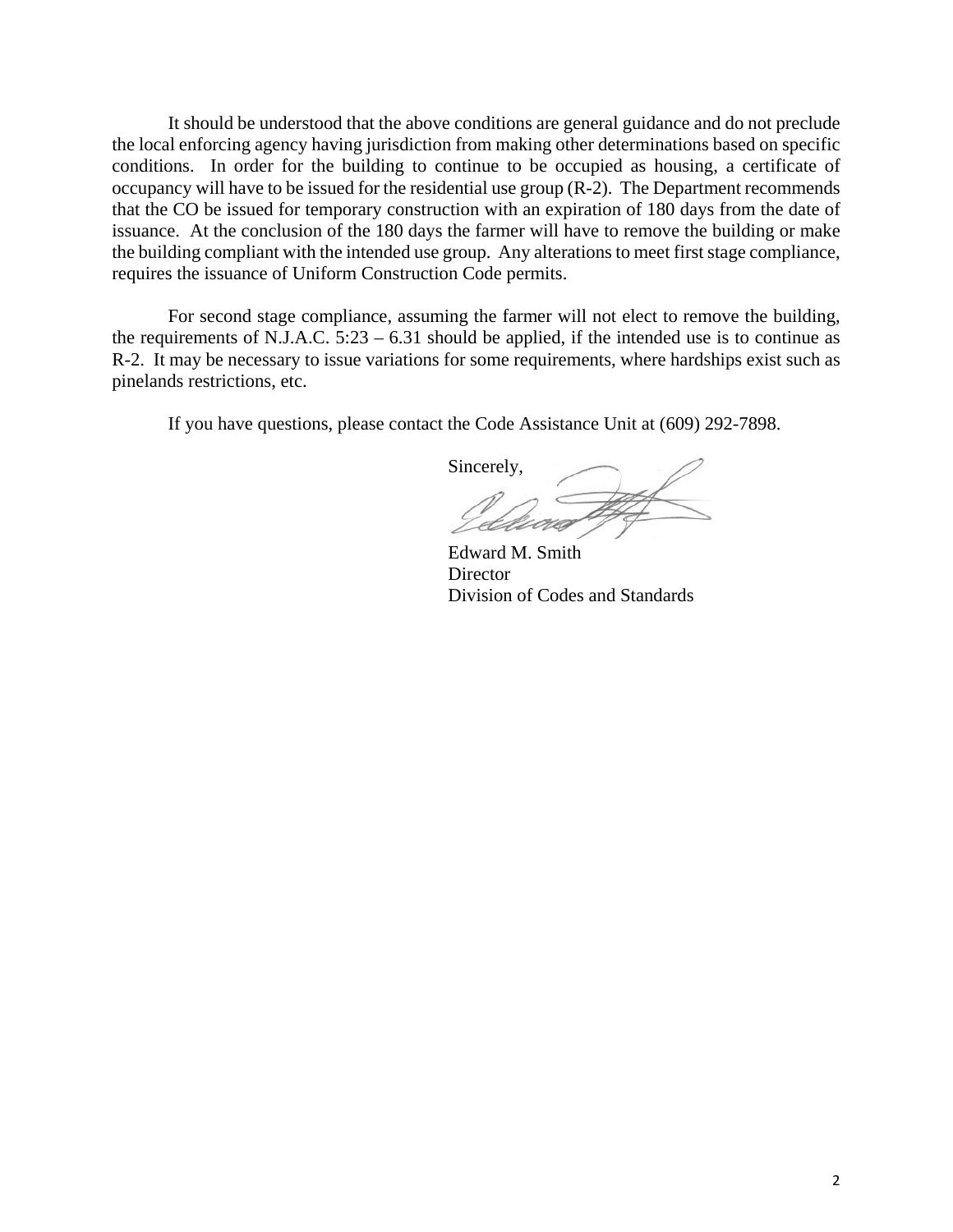It should be understood that the above conditions are general guidance and do not preclude the local enforcing agency having jurisdiction from making other determinations based on specific conditions. In order for the building to continue to be occupied as housing, a certificate of occupancy will have to be issued for the residential use group (R-2). The Department recommends that the CO be issued for temporary construction with an expiration of 180 days from the date of issuance. At the conclusion of the 180 days the farmer will have to remove the building or make the building compliant with the intended use group. Any alterations to meet first stage compliance, requires the issuance of Uniform Construction Code permits.

For second stage compliance, assuming the farmer will not elect to remove the building, the requirements of N.J.A.C. 5:23 – 6.31 should be applied, if the intended use is to continue as R-2. It may be necessary to issue variations for some requirements, where hardships exist such as pinelands restrictions, etc.

If you have questions, please contact the Code Assistance Unit at (609) 292-7898.

Sincerely,

Edward M. Smith
Director
Division of Codes and Standards